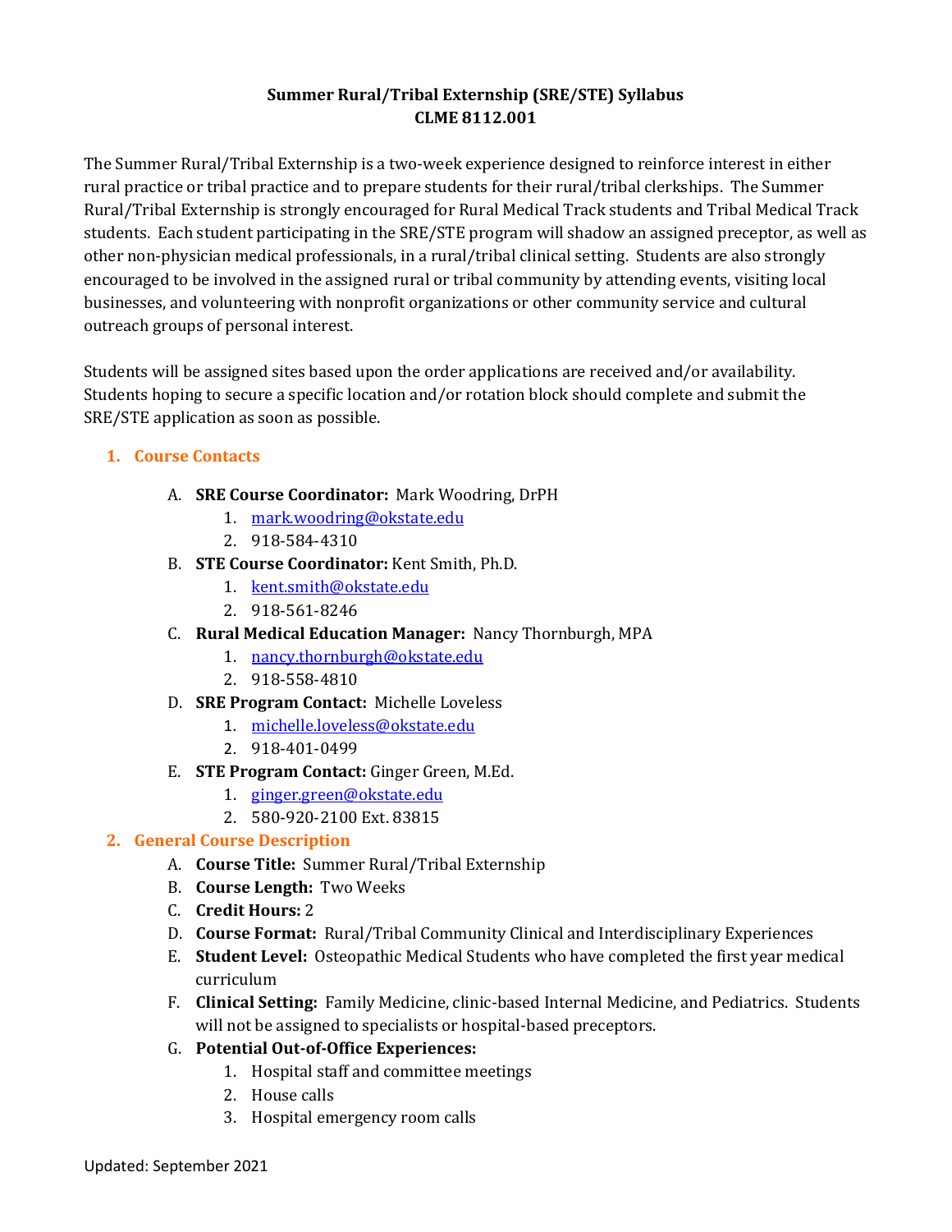**Summer Rural/Tribal Externship (SRE/STE) Syllabus**
**CLME 8112.001**

The Summer Rural/Tribal Externship is a two-week experience designed to reinforce interest in either rural practice or tribal practice and to prepare students for their rural/tribal clerkships. The Summer Rural/Tribal Externship is strongly encouraged for Rural Medical Track students and Tribal Medical Track students. Each student participating in the SRE/STE program will shadow an assigned preceptor, as well as other non-physician medical professionals, in a rural/tribal clinical setting. Students are also strongly encouraged to be involved in the assigned rural or tribal community by attending events, visiting local businesses, and volunteering with nonprofit organizations or other community service and cultural outreach groups of personal interest.

Students will be assigned sites based upon the order applications are received and/or availability. Students hoping to secure a specific location and/or rotation block should complete and submit the SRE/STE application as soon as possible.

## 1. Course Contacts

A. **SRE Course Coordinator:** Mark Woodring, DrPH
   1. mark.woodring@okstate.edu
   2. 918-584-4310

B. **STE Course Coordinator:** Kent Smith, Ph.D.
   1. kent.smith@okstate.edu
   2. 918-561-8246

C. **Rural Medical Education Manager:** Nancy Thornburgh, MPA
   1. nancy.thornburgh@okstate.edu
   2. 918-558-4810

D. **SRE Program Contact:** Michelle Loveless
   1. michelle.loveless@okstate.edu
   2. 918-401-0499

E. **STE Program Contact:** Ginger Green, M.Ed.
   1. ginger.green@okstate.edu
   2. 580-920-2100 Ext. 83815

## 2. General Course Description

A. **Course Title:** Summer Rural/Tribal Externship

B. **Course Length:** Two Weeks

C. **Credit Hours:** 2

D. **Course Format:** Rural/Tribal Community Clinical and Interdisciplinary Experiences

E. **Student Level:** Osteopathic Medical Students who have completed the first year medical curriculum

F. **Clinical Setting:** Family Medicine, clinic-based Internal Medicine, and Pediatrics. Students will not be assigned to specialists or hospital-based preceptors.

G. **Potential Out-of-Office Experiences:**
   1. Hospital staff and committee meetings
   2. House calls
   3. Hospital emergency room calls

Updated: September 2021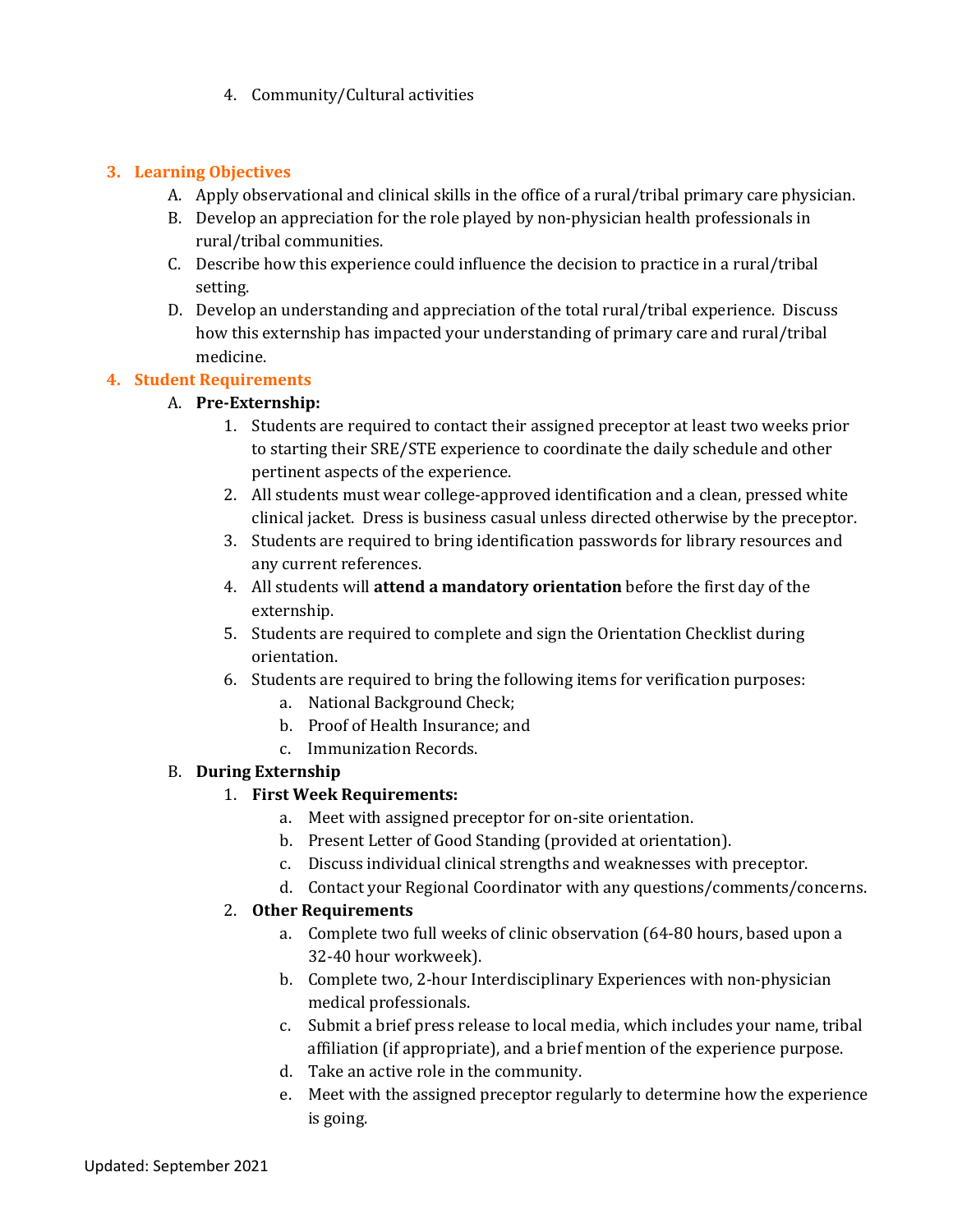4. Community/Cultural activities

## 3. Learning Objectives

A. Apply observational and clinical skills in the office of a rural/tribal primary care physician.
B. Develop an appreciation for the role played by non-physician health professionals in rural/tribal communities.
C. Describe how this experience could influence the decision to practice in a rural/tribal setting.
D. Develop an understanding and appreciation of the total rural/tribal experience. Discuss how this externship has impacted your understanding of primary care and rural/tribal medicine.

## 4. Student Requirements

A. **Pre-Externship:**
   1. Students are required to contact their assigned preceptor at least two weeks prior to starting their SRE/STE experience to coordinate the daily schedule and other pertinent aspects of the experience.
   2. All students must wear college-approved identification and a clean, pressed white clinical jacket. Dress is business casual unless directed otherwise by the preceptor.
   3. Students are required to bring identification passwords for library resources and any current references.
   4. All students will **attend a mandatory orientation** before the first day of the externship.
   5. Students are required to complete and sign the Orientation Checklist during orientation.
   6. Students are required to bring the following items for verification purposes:
      a. National Background Check;
      b. Proof of Health Insurance; and
      c. Immunization Records.

B. **During Externship**
   1. **First Week Requirements:**
      a. Meet with assigned preceptor for on-site orientation.
      b. Present Letter of Good Standing (provided at orientation).
      c. Discuss individual clinical strengths and weaknesses with preceptor.
      d. Contact your Regional Coordinator with any questions/comments/concerns.
   2. **Other Requirements**
      a. Complete two full weeks of clinic observation (64-80 hours, based upon a 32-40 hour workweek).
      b. Complete two, 2-hour Interdisciplinary Experiences with non-physician medical professionals.
      c. Submit a brief press release to local media, which includes your name, tribal affiliation (if appropriate), and a brief mention of the experience purpose.
      d. Take an active role in the community.
      e. Meet with the assigned preceptor regularly to determine how the experience is going.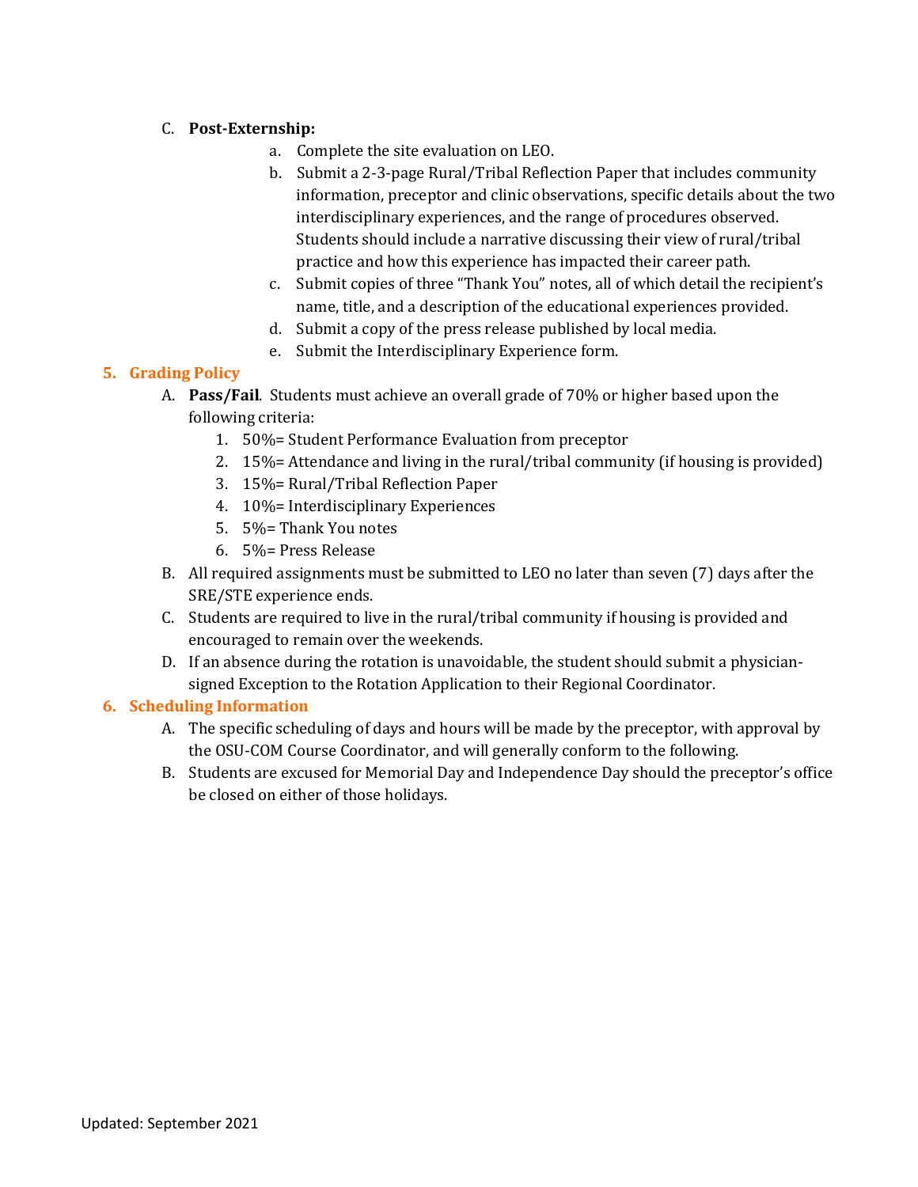C. **Post-Externship:**

   a. Complete the site evaluation on LEO.

   b. Submit a 2-3-page Rural/Tribal Reflection Paper that includes community information, preceptor and clinic observations, specific details about the two interdisciplinary experiences, and the range of procedures observed. Students should include a narrative discussing their view of rural/tribal practice and how this experience has impacted their career path.

   c. Submit copies of three "Thank You" notes, all of which detail the recipient's name, title, and a description of the educational experiences provided.

   d. Submit a copy of the press release published by local media.

   e. Submit the Interdisciplinary Experience form.

## 5. Grading Policy

A. **Pass/Fail**. Students must achieve an overall grade of 70% or higher based upon the following criteria:
   1. 50%= Student Performance Evaluation from preceptor
   2. 15%= Attendance and living in the rural/tribal community (if housing is provided)
   3. 15%= Rural/Tribal Reflection Paper
   4. 10%= Interdisciplinary Experiences
   5. 5%= Thank You notes
   6. 5%= Press Release

B. All required assignments must be submitted to LEO no later than seven (7) days after the SRE/STE experience ends.

C. Students are required to live in the rural/tribal community if housing is provided and encouraged to remain over the weekends.

D. If an absence during the rotation is unavoidable, the student should submit a physician-signed Exception to the Rotation Application to their Regional Coordinator.

## 6. Scheduling Information

A. The specific scheduling of days and hours will be made by the preceptor, with approval by the OSU-COM Course Coordinator, and will generally conform to the following.

B. Students are excused for Memorial Day and Independence Day should the preceptor's office be closed on either of those holidays.

Updated: September 2021